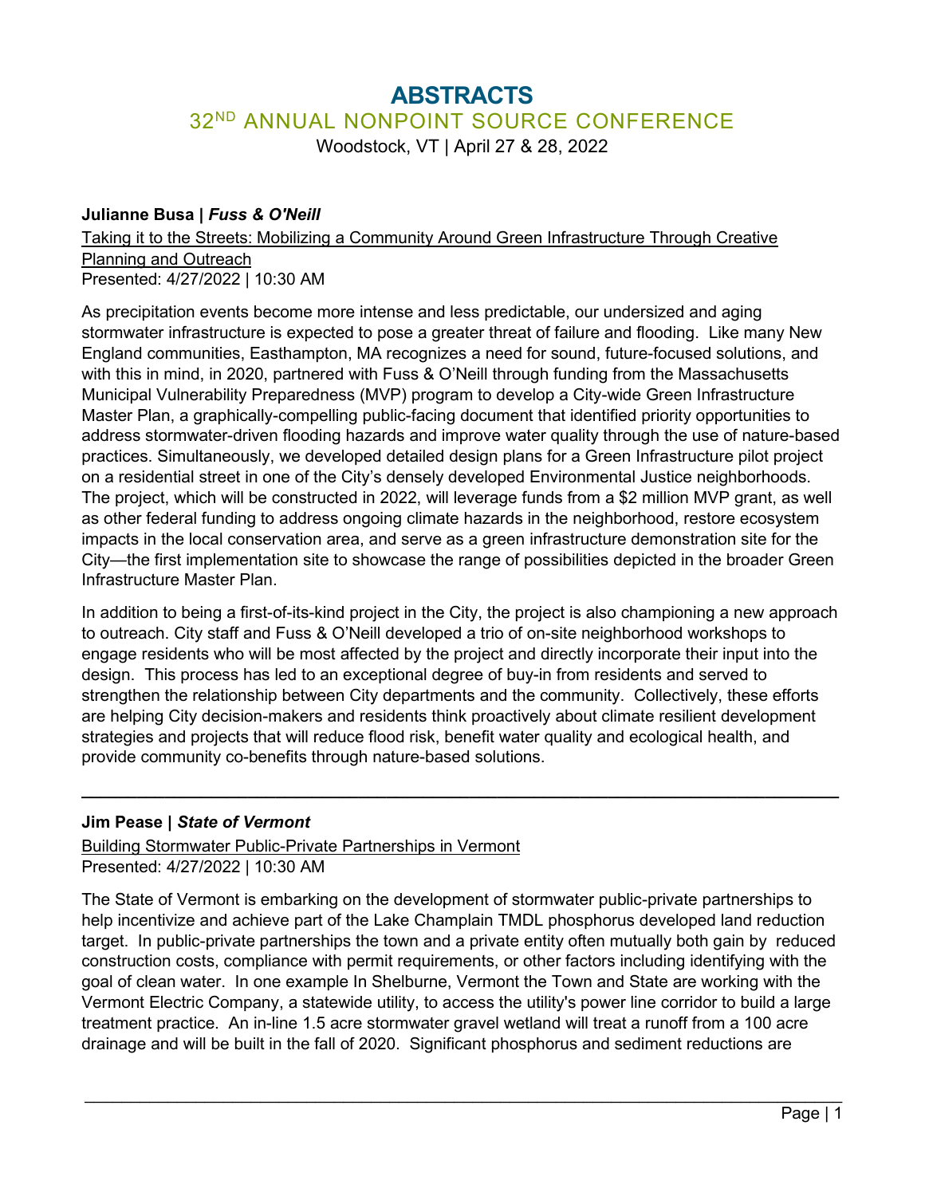# ABSTRACTS

## 32ND ANNUAL NONPOINT SOURCE CONFERENCE

Woodstock, VT | April 27 & 28, 2022

**Julianne Busa | *Fuss & O'Neill***

Taking it to the Streets: Mobilizing a Community Around Green Infrastructure Through Creative Planning and Outreach

Presented: 4/27/2022 | 10:30 AM

As precipitation events become more intense and less predictable, our undersized and aging stormwater infrastructure is expected to pose a greater threat of failure and flooding. Like many New England communities, Easthampton, MA recognizes a need for sound, future-focused solutions, and with this in mind, in 2020, partnered with Fuss & O'Neill through funding from the Massachusetts Municipal Vulnerability Preparedness (MVP) program to develop a City-wide Green Infrastructure Master Plan, a graphically-compelling public-facing document that identified priority opportunities to address stormwater-driven flooding hazards and improve water quality through the use of nature-based practices. Simultaneously, we developed detailed design plans for a Green Infrastructure pilot project on a residential street in one of the City's densely developed Environmental Justice neighborhoods. The project, which will be constructed in 2022, will leverage funds from a $2 million MVP grant, as well as other federal funding to address ongoing climate hazards in the neighborhood, restore ecosystem impacts in the local conservation area, and serve as a green infrastructure demonstration site for the City—the first implementation site to showcase the range of possibilities depicted in the broader Green Infrastructure Master Plan.

In addition to being a first-of-its-kind project in the City, the project is also championing a new approach to outreach. City staff and Fuss & O'Neill developed a trio of on-site neighborhood workshops to engage residents who will be most affected by the project and directly incorporate their input into the design. This process has led to an exceptional degree of buy-in from residents and served to strengthen the relationship between City departments and the community. Collectively, these efforts are helping City decision-makers and residents think proactively about climate resilient development strategies and projects that will reduce flood risk, benefit water quality and ecological health, and provide community co-benefits through nature-based solutions.

---

**Jim Pease | *State of Vermont***

Building Stormwater Public-Private Partnerships in Vermont

Presented: 4/27/2022 | 10:30 AM

The State of Vermont is embarking on the development of stormwater public-private partnerships to help incentivize and achieve part of the Lake Champlain TMDL phosphorus developed land reduction target. In public-private partnerships the town and a private entity often mutually both gain by reduced construction costs, compliance with permit requirements, or other factors including identifying with the goal of clean water. In one example In Shelburne, Vermont the Town and State are working with the Vermont Electric Company, a statewide utility, to access the utility's power line corridor to build a large treatment practice. An in-line 1.5 acre stormwater gravel wetland will treat a runoff from a 100 acre drainage and will be built in the fall of 2020. Significant phosphorus and sediment reductions are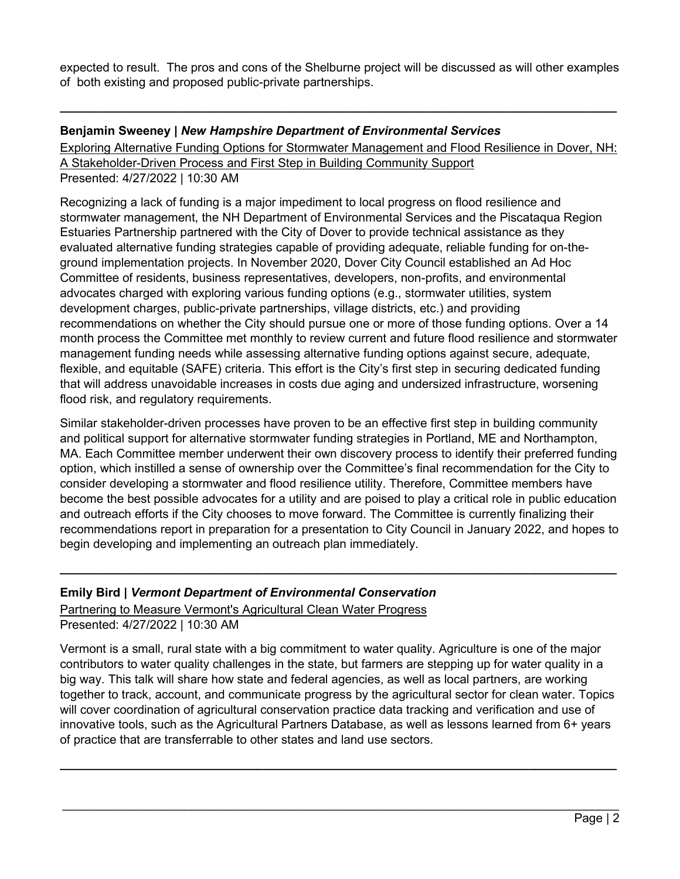expected to result. The pros and cons of the Shelburne project will be discussed as will other examples of both existing and proposed public-private partnerships.

---

**Benjamin Sweeney | *New Hampshire Department of Environmental Services***

Exploring Alternative Funding Options for Stormwater Management and Flood Resilience in Dover, NH: A Stakeholder-Driven Process and First Step in Building Community Support

Presented: 4/27/2022 | 10:30 AM

Recognizing a lack of funding is a major impediment to local progress on flood resilience and stormwater management, the NH Department of Environmental Services and the Piscataqua Region Estuaries Partnership partnered with the City of Dover to provide technical assistance as they evaluated alternative funding strategies capable of providing adequate, reliable funding for on-the-ground implementation projects. In November 2020, Dover City Council established an Ad Hoc Committee of residents, business representatives, developers, non-profits, and environmental advocates charged with exploring various funding options (e.g., stormwater utilities, system development charges, public-private partnerships, village districts, etc.) and providing recommendations on whether the City should pursue one or more of those funding options. Over a 14 month process the Committee met monthly to review current and future flood resilience and stormwater management funding needs while assessing alternative funding options against secure, adequate, flexible, and equitable (SAFE) criteria. This effort is the City's first step in securing dedicated funding that will address unavoidable increases in costs due aging and undersized infrastructure, worsening flood risk, and regulatory requirements.

Similar stakeholder-driven processes have proven to be an effective first step in building community and political support for alternative stormwater funding strategies in Portland, ME and Northampton, MA. Each Committee member underwent their own discovery process to identify their preferred funding option, which instilled a sense of ownership over the Committee's final recommendation for the City to consider developing a stormwater and flood resilience utility. Therefore, Committee members have become the best possible advocates for a utility and are poised to play a critical role in public education and outreach efforts if the City chooses to move forward. The Committee is currently finalizing their recommendations report in preparation for a presentation to City Council in January 2022, and hopes to begin developing and implementing an outreach plan immediately.

---

**Emily Bird | *Vermont Department of Environmental Conservation***

Partnering to Measure Vermont's Agricultural Clean Water Progress

Presented: 4/27/2022 | 10:30 AM

Vermont is a small, rural state with a big commitment to water quality. Agriculture is one of the major contributors to water quality challenges in the state, but farmers are stepping up for water quality in a big way. This talk will share how state and federal agencies, as well as local partners, are working together to track, account, and communicate progress by the agricultural sector for clean water. Topics will cover coordination of agricultural conservation practice data tracking and verification and use of innovative tools, such as the Agricultural Partners Database, as well as lessons learned from 6+ years of practice that are transferrable to other states and land use sectors.

---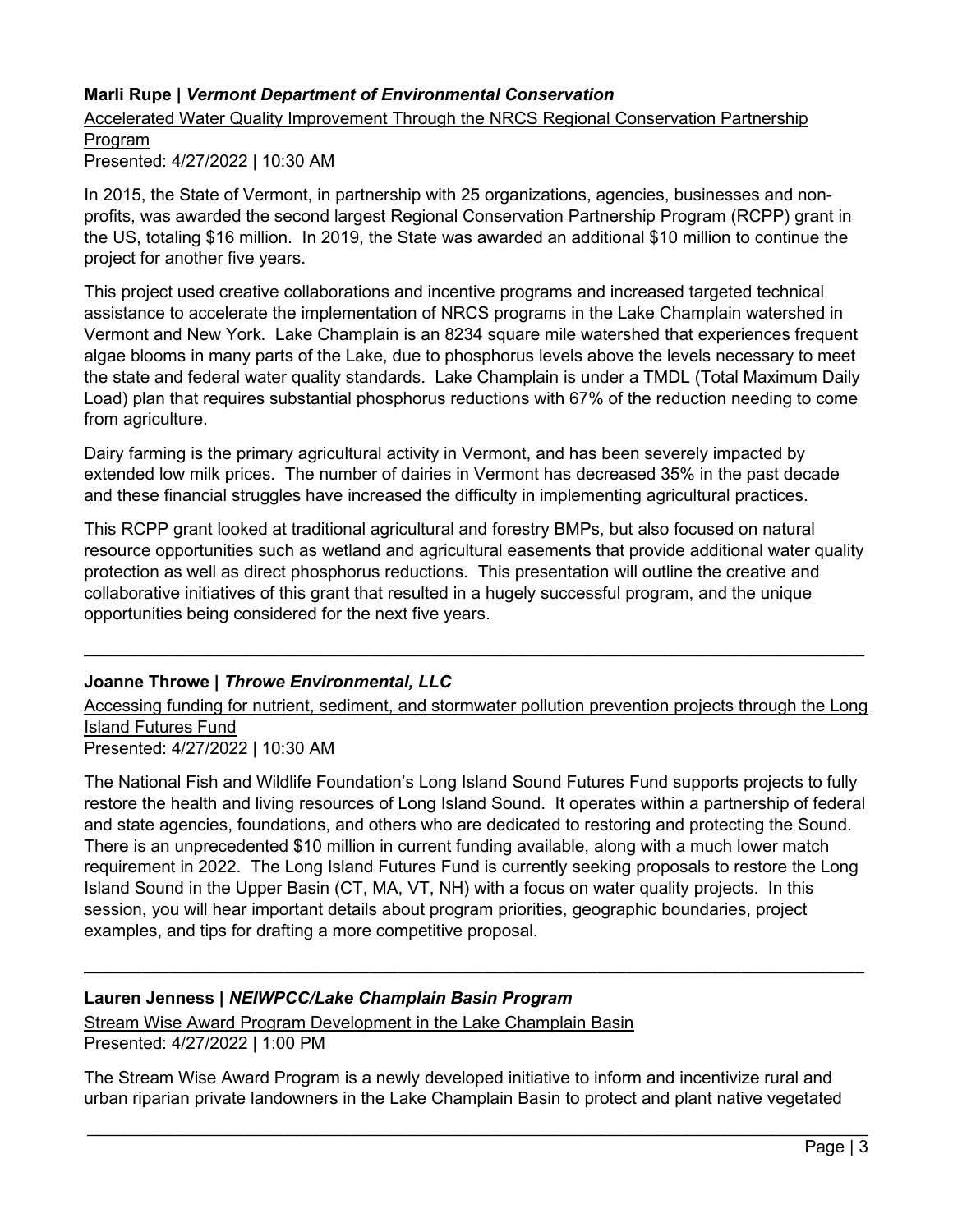**Marli Rupe | *Vermont Department of Environmental Conservation***

Accelerated Water Quality Improvement Through the NRCS Regional Conservation Partnership Program

Presented: 4/27/2022 | 10:30 AM

In 2015, the State of Vermont, in partnership with 25 organizations, agencies, businesses and non-profits, was awarded the second largest Regional Conservation Partnership Program (RCPP) grant in the US, totaling $16 million. In 2019, the State was awarded an additional $10 million to continue the project for another five years.

This project used creative collaborations and incentive programs and increased targeted technical assistance to accelerate the implementation of NRCS programs in the Lake Champlain watershed in Vermont and New York. Lake Champlain is an 8234 square mile watershed that experiences frequent algae blooms in many parts of the Lake, due to phosphorus levels above the levels necessary to meet the state and federal water quality standards. Lake Champlain is under a TMDL (Total Maximum Daily Load) plan that requires substantial phosphorus reductions with 67% of the reduction needing to come from agriculture.

Dairy farming is the primary agricultural activity in Vermont, and has been severely impacted by extended low milk prices. The number of dairies in Vermont has decreased 35% in the past decade and these financial struggles have increased the difficulty in implementing agricultural practices.

This RCPP grant looked at traditional agricultural and forestry BMPs, but also focused on natural resource opportunities such as wetland and agricultural easements that provide additional water quality protection as well as direct phosphorus reductions. This presentation will outline the creative and collaborative initiatives of this grant that resulted in a hugely successful program, and the unique opportunities being considered for the next five years.

---

**Joanne Throwe | *Throwe Environmental, LLC***

Accessing funding for nutrient, sediment, and stormwater pollution prevention projects through the Long Island Futures Fund

Presented: 4/27/2022 | 10:30 AM

The National Fish and Wildlife Foundation's Long Island Sound Futures Fund supports projects to fully restore the health and living resources of Long Island Sound. It operates within a partnership of federal and state agencies, foundations, and others who are dedicated to restoring and protecting the Sound. There is an unprecedented $10 million in current funding available, along with a much lower match requirement in 2022. The Long Island Futures Fund is currently seeking proposals to restore the Long Island Sound in the Upper Basin (CT, MA, VT, NH) with a focus on water quality projects. In this session, you will hear important details about program priorities, geographic boundaries, project examples, and tips for drafting a more competitive proposal.

---

**Lauren Jenness | *NEIWPCC/Lake Champlain Basin Program***

Stream Wise Award Program Development in the Lake Champlain Basin

Presented: 4/27/2022 | 1:00 PM

The Stream Wise Award Program is a newly developed initiative to inform and incentivize rural and urban riparian private landowners in the Lake Champlain Basin to protect and plant native vegetated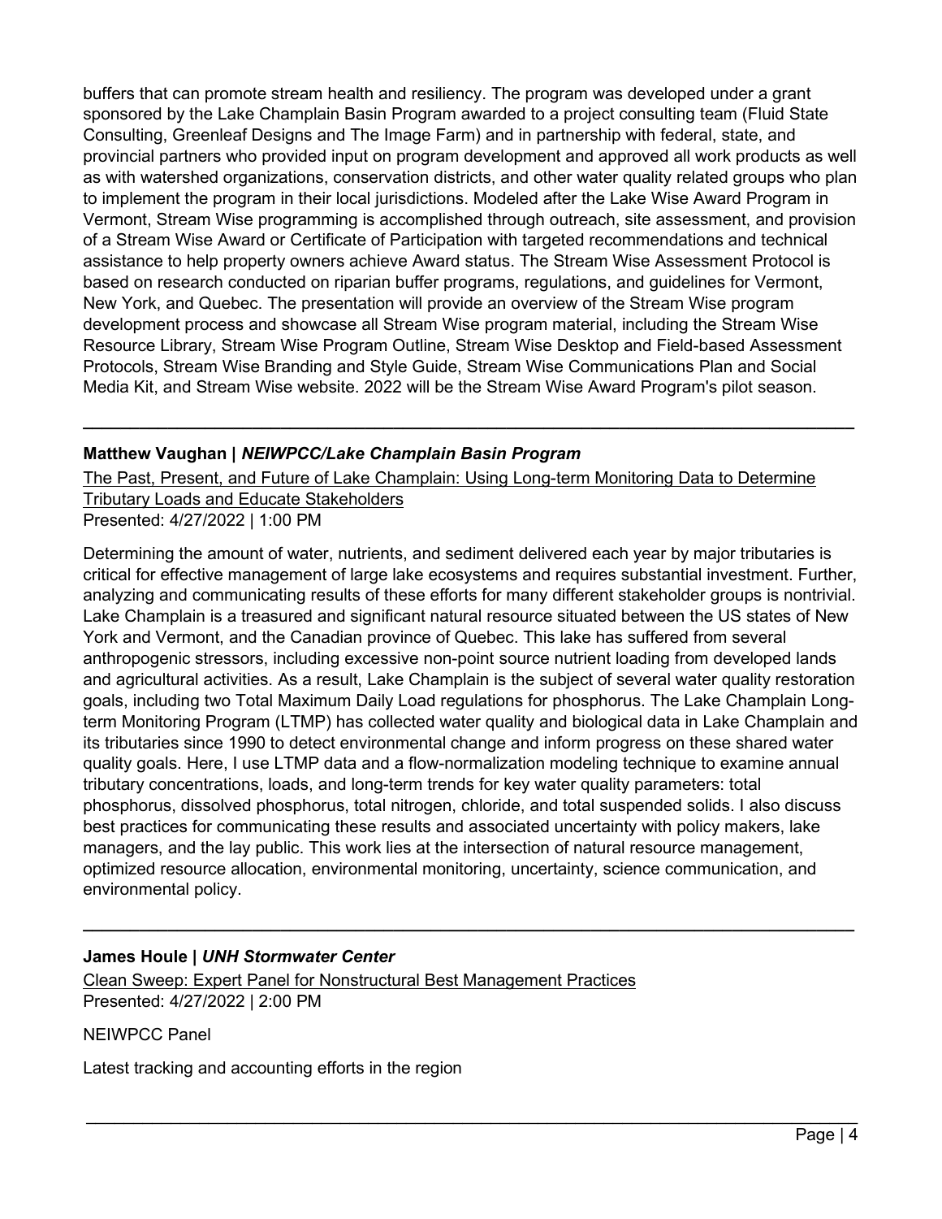buffers that can promote stream health and resiliency. The program was developed under a grant sponsored by the Lake Champlain Basin Program awarded to a project consulting team (Fluid State Consulting, Greenleaf Designs and The Image Farm) and in partnership with federal, state, and provincial partners who provided input on program development and approved all work products as well as with watershed organizations, conservation districts, and other water quality related groups who plan to implement the program in their local jurisdictions. Modeled after the Lake Wise Award Program in Vermont, Stream Wise programming is accomplished through outreach, site assessment, and provision of a Stream Wise Award or Certificate of Participation with targeted recommendations and technical assistance to help property owners achieve Award status. The Stream Wise Assessment Protocol is based on research conducted on riparian buffer programs, regulations, and guidelines for Vermont, New York, and Quebec. The presentation will provide an overview of the Stream Wise program development process and showcase all Stream Wise program material, including the Stream Wise Resource Library, Stream Wise Program Outline, Stream Wise Desktop and Field-based Assessment Protocols, Stream Wise Branding and Style Guide, Stream Wise Communications Plan and Social Media Kit, and Stream Wise website. 2022 will be the Stream Wise Award Program's pilot season.

---

**Matthew Vaughan |** ***NEIWPCC/Lake Champlain Basin Program***

The Past, Present, and Future of Lake Champlain: Using Long-term Monitoring Data to Determine Tributary Loads and Educate Stakeholders
Presented: 4/27/2022 | 1:00 PM

Determining the amount of water, nutrients, and sediment delivered each year by major tributaries is critical for effective management of large lake ecosystems and requires substantial investment. Further, analyzing and communicating results of these efforts for many different stakeholder groups is nontrivial. Lake Champlain is a treasured and significant natural resource situated between the US states of New York and Vermont, and the Canadian province of Quebec. This lake has suffered from several anthropogenic stressors, including excessive non-point source nutrient loading from developed lands and agricultural activities. As a result, Lake Champlain is the subject of several water quality restoration goals, including two Total Maximum Daily Load regulations for phosphorus. The Lake Champlain Long-term Monitoring Program (LTMP) has collected water quality and biological data in Lake Champlain and its tributaries since 1990 to detect environmental change and inform progress on these shared water quality goals. Here, I use LTMP data and a flow-normalization modeling technique to examine annual tributary concentrations, loads, and long-term trends for key water quality parameters: total phosphorus, dissolved phosphorus, total nitrogen, chloride, and total suspended solids. I also discuss best practices for communicating these results and associated uncertainty with policy makers, lake managers, and the lay public. This work lies at the intersection of natural resource management, optimized resource allocation, environmental monitoring, uncertainty, science communication, and environmental policy.

---

**James Houle |** ***UNH Stormwater Center***

Clean Sweep: Expert Panel for Nonstructural Best Management Practices
Presented: 4/27/2022 | 2:00 PM

NEIWPCC Panel

Latest tracking and accounting efforts in the region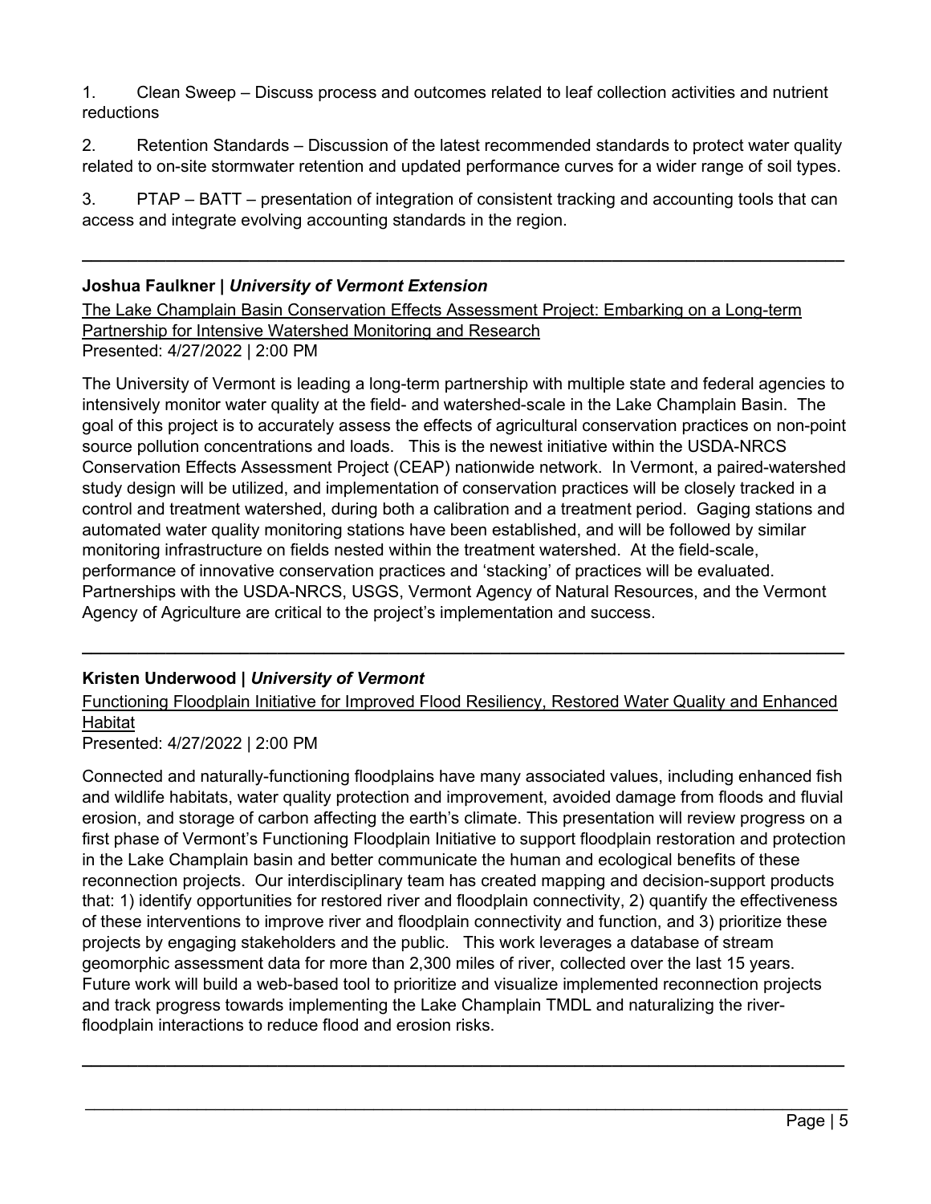1. Clean Sweep – Discuss process and outcomes related to leaf collection activities and nutrient reductions

2. Retention Standards – Discussion of the latest recommended standards to protect water quality related to on-site stormwater retention and updated performance curves for a wider range of soil types.

3. PTAP – BATT – presentation of integration of consistent tracking and accounting tools that can access and integrate evolving accounting standards in the region.

---

**Joshua Faulkner |** ***University of Vermont Extension***

The Lake Champlain Basin Conservation Effects Assessment Project: Embarking on a Long-term Partnership for Intensive Watershed Monitoring and Research

Presented: 4/27/2022 | 2:00 PM

The University of Vermont is leading a long-term partnership with multiple state and federal agencies to intensively monitor water quality at the field- and watershed-scale in the Lake Champlain Basin. The goal of this project is to accurately assess the effects of agricultural conservation practices on non-point source pollution concentrations and loads. This is the newest initiative within the USDA-NRCS Conservation Effects Assessment Project (CEAP) nationwide network. In Vermont, a paired-watershed study design will be utilized, and implementation of conservation practices will be closely tracked in a control and treatment watershed, during both a calibration and a treatment period. Gaging stations and automated water quality monitoring stations have been established, and will be followed by similar monitoring infrastructure on fields nested within the treatment watershed. At the field-scale, performance of innovative conservation practices and 'stacking' of practices will be evaluated. Partnerships with the USDA-NRCS, USGS, Vermont Agency of Natural Resources, and the Vermont Agency of Agriculture are critical to the project's implementation and success.

---

**Kristen Underwood |** ***University of Vermont***

Functioning Floodplain Initiative for Improved Flood Resiliency, Restored Water Quality and Enhanced Habitat

Presented: 4/27/2022 | 2:00 PM

Connected and naturally-functioning floodplains have many associated values, including enhanced fish and wildlife habitats, water quality protection and improvement, avoided damage from floods and fluvial erosion, and storage of carbon affecting the earth's climate. This presentation will review progress on a first phase of Vermont's Functioning Floodplain Initiative to support floodplain restoration and protection in the Lake Champlain basin and better communicate the human and ecological benefits of these reconnection projects. Our interdisciplinary team has created mapping and decision-support products that: 1) identify opportunities for restored river and floodplain connectivity, 2) quantify the effectiveness of these interventions to improve river and floodplain connectivity and function, and 3) prioritize these projects by engaging stakeholders and the public. This work leverages a database of stream geomorphic assessment data for more than 2,300 miles of river, collected over the last 15 years. Future work will build a web-based tool to prioritize and visualize implemented reconnection projects and track progress towards implementing the Lake Champlain TMDL and naturalizing the river-floodplain interactions to reduce flood and erosion risks.

---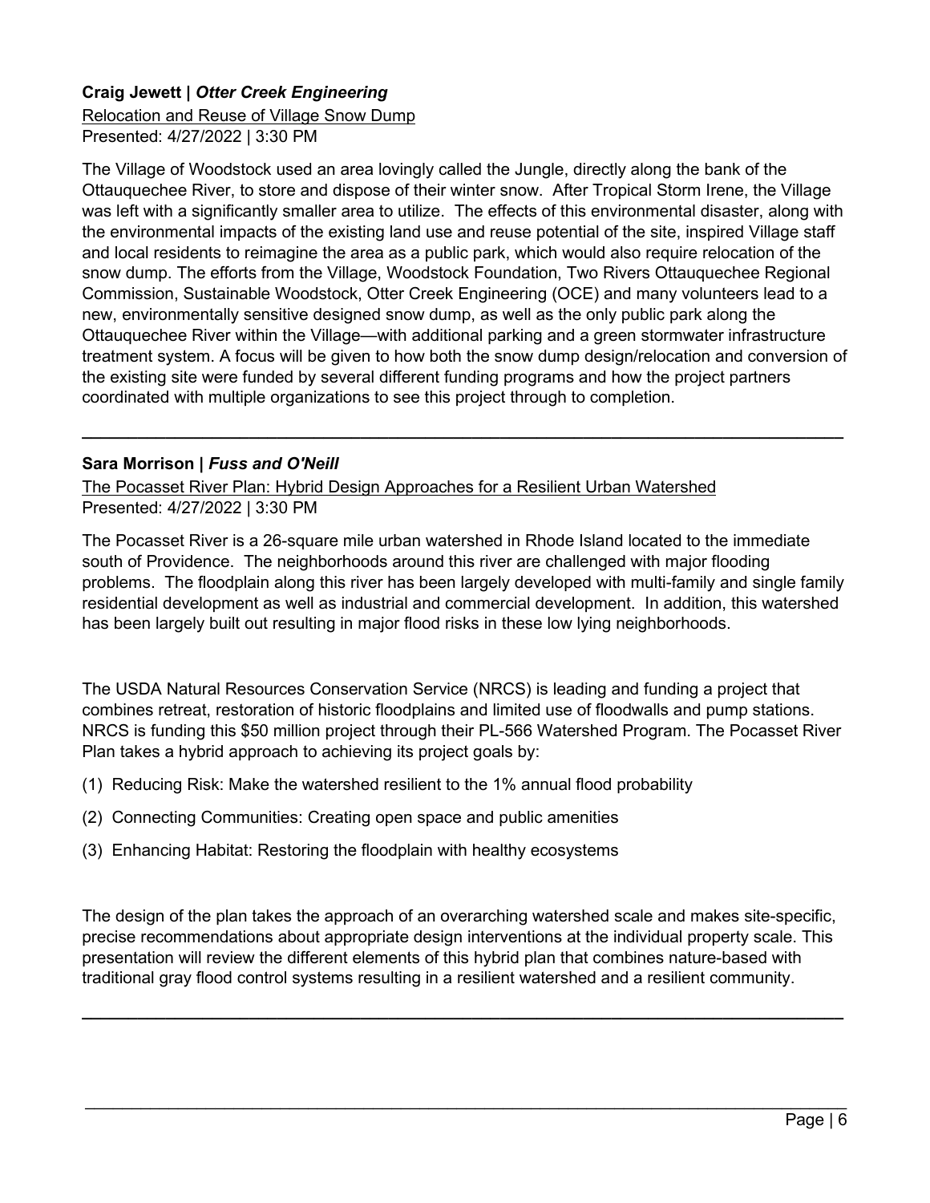**Craig Jewett | *Otter Creek Engineering***

Relocation and Reuse of Village Snow Dump

Presented: 4/27/2022 | 3:30 PM

The Village of Woodstock used an area lovingly called the Jungle, directly along the bank of the Ottauquechee River, to store and dispose of their winter snow. After Tropical Storm Irene, the Village was left with a significantly smaller area to utilize. The effects of this environmental disaster, along with the environmental impacts of the existing land use and reuse potential of the site, inspired Village staff and local residents to reimagine the area as a public park, which would also require relocation of the snow dump. The efforts from the Village, Woodstock Foundation, Two Rivers Ottauquechee Regional Commission, Sustainable Woodstock, Otter Creek Engineering (OCE) and many volunteers lead to a new, environmentally sensitive designed snow dump, as well as the only public park along the Ottauquechee River within the Village—with additional parking and a green stormwater infrastructure treatment system. A focus will be given to how both the snow dump design/relocation and conversion of the existing site were funded by several different funding programs and how the project partners coordinated with multiple organizations to see this project through to completion.

---

**Sara Morrison | *Fuss and O'Neill***

The Pocasset River Plan: Hybrid Design Approaches for a Resilient Urban Watershed

Presented: 4/27/2022 | 3:30 PM

The Pocasset River is a 26-square mile urban watershed in Rhode Island located to the immediate south of Providence. The neighborhoods around this river are challenged with major flooding problems. The floodplain along this river has been largely developed with multi-family and single family residential development as well as industrial and commercial development. In addition, this watershed has been largely built out resulting in major flood risks in these low lying neighborhoods.

The USDA Natural Resources Conservation Service (NRCS) is leading and funding a project that combines retreat, restoration of historic floodplains and limited use of floodwalls and pump stations. NRCS is funding this $50 million project through their PL-566 Watershed Program. The Pocasset River Plan takes a hybrid approach to achieving its project goals by:

(1) Reducing Risk: Make the watershed resilient to the 1% annual flood probability

(2) Connecting Communities: Creating open space and public amenities

(3) Enhancing Habitat: Restoring the floodplain with healthy ecosystems

The design of the plan takes the approach of an overarching watershed scale and makes site-specific, precise recommendations about appropriate design interventions at the individual property scale. This presentation will review the different elements of this hybrid plan that combines nature-based with traditional gray flood control systems resulting in a resilient watershed and a resilient community.

---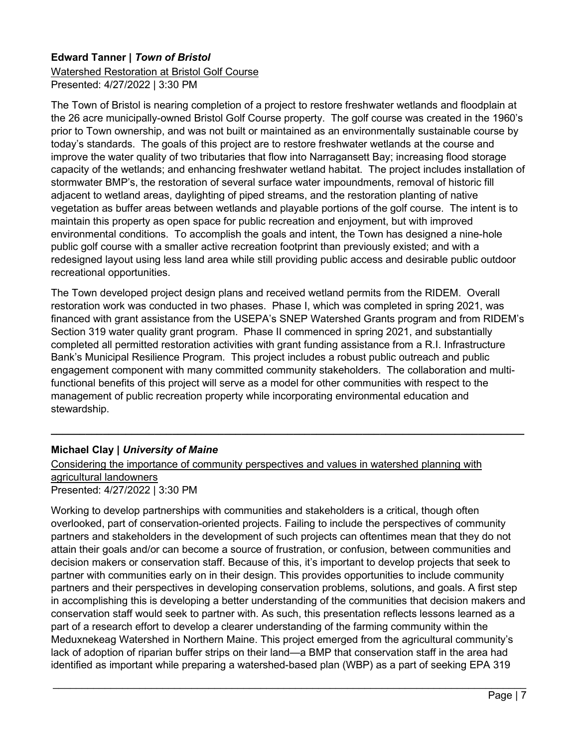**Edward Tanner | *Town of Bristol***

Watershed Restoration at Bristol Golf Course

Presented: 4/27/2022 | 3:30 PM

The Town of Bristol is nearing completion of a project to restore freshwater wetlands and floodplain at the 26 acre municipally-owned Bristol Golf Course property. The golf course was created in the 1960's prior to Town ownership, and was not built or maintained as an environmentally sustainable course by today's standards. The goals of this project are to restore freshwater wetlands at the course and improve the water quality of two tributaries that flow into Narragansett Bay; increasing flood storage capacity of the wetlands; and enhancing freshwater wetland habitat. The project includes installation of stormwater BMP's, the restoration of several surface water impoundments, removal of historic fill adjacent to wetland areas, daylighting of piped streams, and the restoration planting of native vegetation as buffer areas between wetlands and playable portions of the golf course. The intent is to maintain this property as open space for public recreation and enjoyment, but with improved environmental conditions. To accomplish the goals and intent, the Town has designed a nine-hole public golf course with a smaller active recreation footprint than previously existed; and with a redesigned layout using less land area while still providing public access and desirable public outdoor recreational opportunities.

The Town developed project design plans and received wetland permits from the RIDEM. Overall restoration work was conducted in two phases. Phase I, which was completed in spring 2021, was financed with grant assistance from the USEPA's SNEP Watershed Grants program and from RIDEM's Section 319 water quality grant program. Phase II commenced in spring 2021, and substantially completed all permitted restoration activities with grant funding assistance from a R.I. Infrastructure Bank's Municipal Resilience Program. This project includes a robust public outreach and public engagement component with many committed community stakeholders. The collaboration and multi-functional benefits of this project will serve as a model for other communities with respect to the management of public recreation property while incorporating environmental education and stewardship.

---

**Michael Clay | *University of Maine***

Considering the importance of community perspectives and values in watershed planning with agricultural landowners

Presented: 4/27/2022 | 3:30 PM

Working to develop partnerships with communities and stakeholders is a critical, though often overlooked, part of conservation-oriented projects. Failing to include the perspectives of community partners and stakeholders in the development of such projects can oftentimes mean that they do not attain their goals and/or can become a source of frustration, or confusion, between communities and decision makers or conservation staff. Because of this, it's important to develop projects that seek to partner with communities early on in their design. This provides opportunities to include community partners and their perspectives in developing conservation problems, solutions, and goals. A first step in accomplishing this is developing a better understanding of the communities that decision makers and conservation staff would seek to partner with. As such, this presentation reflects lessons learned as a part of a research effort to develop a clearer understanding of the farming community within the Meduxnekeag Watershed in Northern Maine. This project emerged from the agricultural community's lack of adoption of riparian buffer strips on their land—a BMP that conservation staff in the area had identified as important while preparing a watershed-based plan (WBP) as a part of seeking EPA 319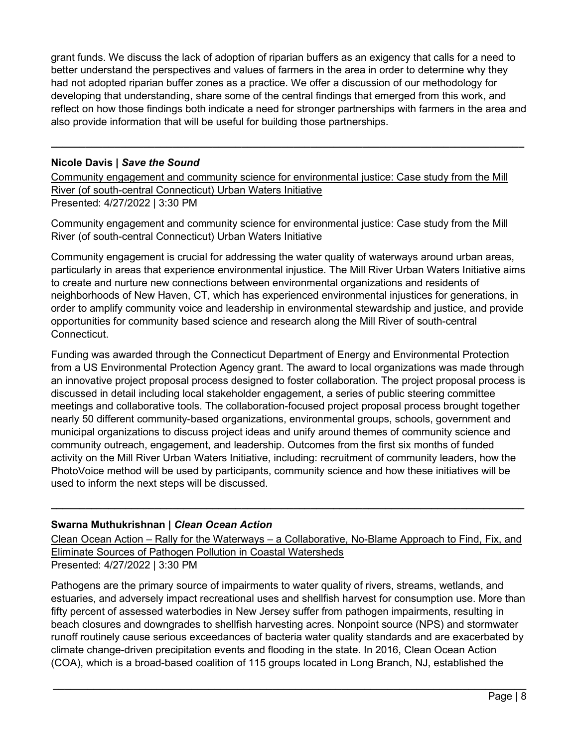grant funds. We discuss the lack of adoption of riparian buffers as an exigency that calls for a need to better understand the perspectives and values of farmers in the area in order to determine why they had not adopted riparian buffer zones as a practice. We offer a discussion of our methodology for developing that understanding, share some of the central findings that emerged from this work, and reflect on how those findings both indicate a need for stronger partnerships with farmers in the area and also provide information that will be useful for building those partnerships.

---

**Nicole Davis | *Save the Sound***

Community engagement and community science for environmental justice: Case study from the Mill River (of south-central Connecticut) Urban Waters Initiative

Presented: 4/27/2022 | 3:30 PM

Community engagement and community science for environmental justice: Case study from the Mill River (of south-central Connecticut) Urban Waters Initiative

Community engagement is crucial for addressing the water quality of waterways around urban areas, particularly in areas that experience environmental injustice. The Mill River Urban Waters Initiative aims to create and nurture new connections between environmental organizations and residents of neighborhoods of New Haven, CT, which has experienced environmental injustices for generations, in order to amplify community voice and leadership in environmental stewardship and justice, and provide opportunities for community based science and research along the Mill River of south-central Connecticut.

Funding was awarded through the Connecticut Department of Energy and Environmental Protection from a US Environmental Protection Agency grant. The award to local organizations was made through an innovative project proposal process designed to foster collaboration. The project proposal process is discussed in detail including local stakeholder engagement, a series of public steering committee meetings and collaborative tools. The collaboration-focused project proposal process brought together nearly 50 different community-based organizations, environmental groups, schools, government and municipal organizations to discuss project ideas and unify around themes of community science and community outreach, engagement, and leadership. Outcomes from the first six months of funded activity on the Mill River Urban Waters Initiative, including: recruitment of community leaders, how the PhotoVoice method will be used by participants, community science and how these initiatives will be used to inform the next steps will be discussed.

---

**Swarna Muthukrishnan | *Clean Ocean Action***

Clean Ocean Action – Rally for the Waterways – a Collaborative, No-Blame Approach to Find, Fix, and Eliminate Sources of Pathogen Pollution in Coastal Watersheds

Presented: 4/27/2022 | 3:30 PM

Pathogens are the primary source of impairments to water quality of rivers, streams, wetlands, and estuaries, and adversely impact recreational uses and shellfish harvest for consumption use. More than fifty percent of assessed waterbodies in New Jersey suffer from pathogen impairments, resulting in beach closures and downgrades to shellfish harvesting acres. Nonpoint source (NPS) and stormwater runoff routinely cause serious exceedances of bacteria water quality standards and are exacerbated by climate change-driven precipitation events and flooding in the state. In 2016, Clean Ocean Action (COA), which is a broad-based coalition of 115 groups located in Long Branch, NJ, established the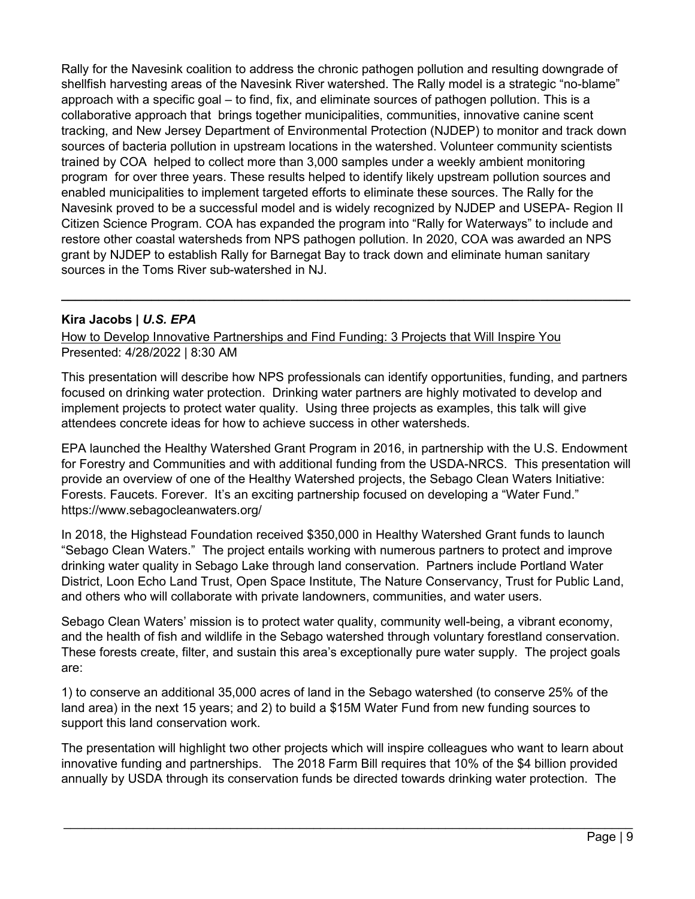Rally for the Navesink coalition to address the chronic pathogen pollution and resulting downgrade of shellfish harvesting areas of the Navesink River watershed. The Rally model is a strategic "no-blame" approach with a specific goal – to find, fix, and eliminate sources of pathogen pollution. This is a collaborative approach that brings together municipalities, communities, innovative canine scent tracking, and New Jersey Department of Environmental Protection (NJDEP) to monitor and track down sources of bacteria pollution in upstream locations in the watershed. Volunteer community scientists trained by COA helped to collect more than 3,000 samples under a weekly ambient monitoring program for over three years. These results helped to identify likely upstream pollution sources and enabled municipalities to implement targeted efforts to eliminate these sources. The Rally for the Navesink proved to be a successful model and is widely recognized by NJDEP and USEPA- Region II Citizen Science Program. COA has expanded the program into "Rally for Waterways" to include and restore other coastal watersheds from NPS pathogen pollution. In 2020, COA was awarded an NPS grant by NJDEP to establish Rally for Barnegat Bay to track down and eliminate human sanitary sources in the Toms River sub-watershed in NJ.

---

**Kira Jacobs |** ***U.S. EPA***

How to Develop Innovative Partnerships and Find Funding: 3 Projects that Will Inspire You
Presented: 4/28/2022 | 8:30 AM

This presentation will describe how NPS professionals can identify opportunities, funding, and partners focused on drinking water protection. Drinking water partners are highly motivated to develop and implement projects to protect water quality. Using three projects as examples, this talk will give attendees concrete ideas for how to achieve success in other watersheds.

EPA launched the Healthy Watershed Grant Program in 2016, in partnership with the U.S. Endowment for Forestry and Communities and with additional funding from the USDA-NRCS. This presentation will provide an overview of one of the Healthy Watershed projects, the Sebago Clean Waters Initiative: Forests. Faucets. Forever. It's an exciting partnership focused on developing a "Water Fund." https://www.sebagocleanwaters.org/

In 2018, the Highstead Foundation received $350,000 in Healthy Watershed Grant funds to launch "Sebago Clean Waters." The project entails working with numerous partners to protect and improve drinking water quality in Sebago Lake through land conservation. Partners include Portland Water District, Loon Echo Land Trust, Open Space Institute, The Nature Conservancy, Trust for Public Land, and others who will collaborate with private landowners, communities, and water users.

Sebago Clean Waters' mission is to protect water quality, community well-being, a vibrant economy, and the health of fish and wildlife in the Sebago watershed through voluntary forestland conservation. These forests create, filter, and sustain this area's exceptionally pure water supply. The project goals are:

1) to conserve an additional 35,000 acres of land in the Sebago watershed (to conserve 25% of the land area) in the next 15 years; and 2) to build a $15M Water Fund from new funding sources to support this land conservation work.

The presentation will highlight two other projects which will inspire colleagues who want to learn about innovative funding and partnerships. The 2018 Farm Bill requires that 10% of the $4 billion provided annually by USDA through its conservation funds be directed towards drinking water protection. The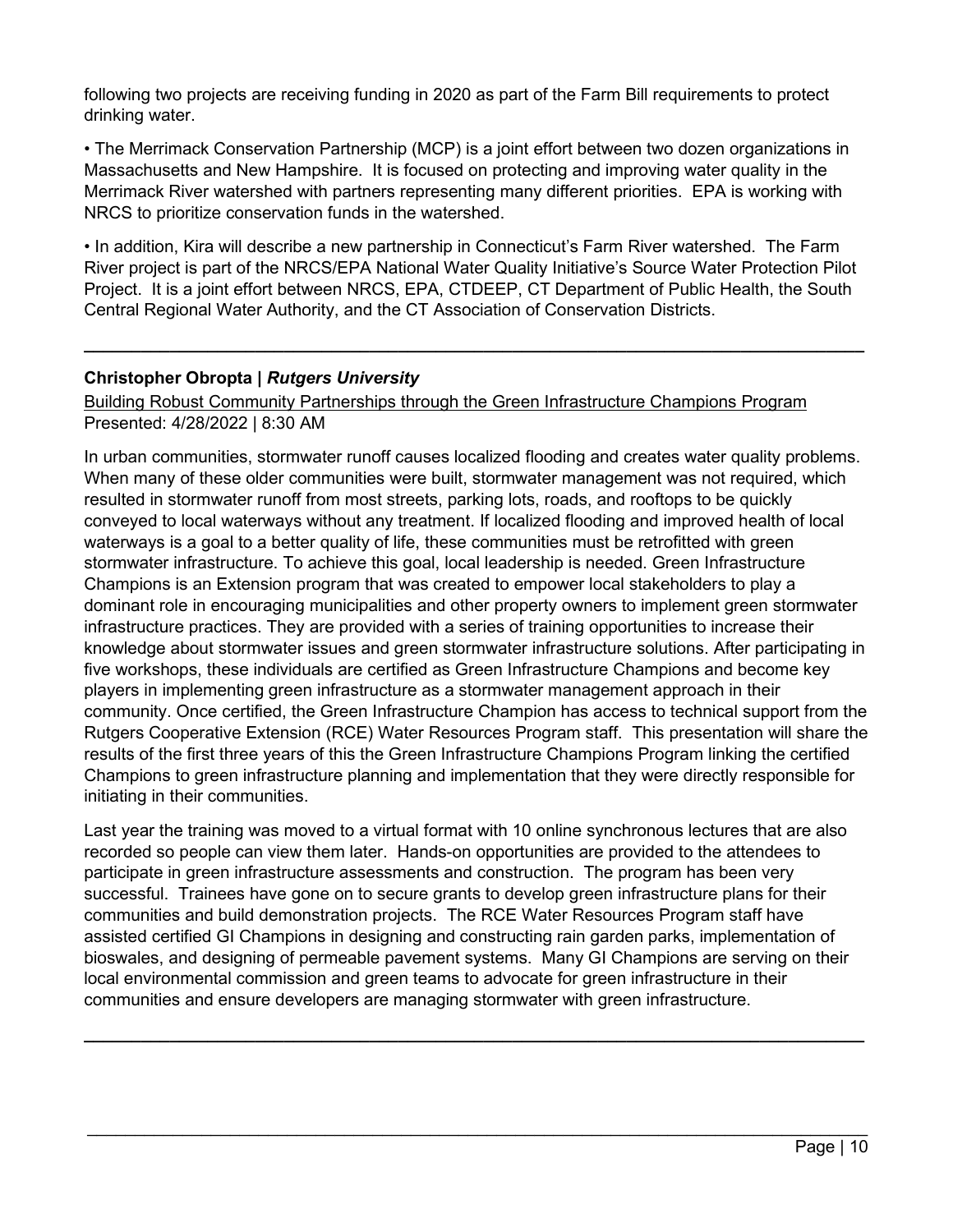following two projects are receiving funding in 2020 as part of the Farm Bill requirements to protect drinking water.

• The Merrimack Conservation Partnership (MCP) is a joint effort between two dozen organizations in Massachusetts and New Hampshire. It is focused on protecting and improving water quality in the Merrimack River watershed with partners representing many different priorities. EPA is working with NRCS to prioritize conservation funds in the watershed.

• In addition, Kira will describe a new partnership in Connecticut's Farm River watershed. The Farm River project is part of the NRCS/EPA National Water Quality Initiative's Source Water Protection Pilot Project. It is a joint effort between NRCS, EPA, CTDEEP, CT Department of Public Health, the South Central Regional Water Authority, and the CT Association of Conservation Districts.

---

**Christopher Obropta | *Rutgers University***

Building Robust Community Partnerships through the Green Infrastructure Champions Program
Presented: 4/28/2022 | 8:30 AM

In urban communities, stormwater runoff causes localized flooding and creates water quality problems. When many of these older communities were built, stormwater management was not required, which resulted in stormwater runoff from most streets, parking lots, roads, and rooftops to be quickly conveyed to local waterways without any treatment. If localized flooding and improved health of local waterways is a goal to a better quality of life, these communities must be retrofitted with green stormwater infrastructure. To achieve this goal, local leadership is needed. Green Infrastructure Champions is an Extension program that was created to empower local stakeholders to play a dominant role in encouraging municipalities and other property owners to implement green stormwater infrastructure practices. They are provided with a series of training opportunities to increase their knowledge about stormwater issues and green stormwater infrastructure solutions. After participating in five workshops, these individuals are certified as Green Infrastructure Champions and become key players in implementing green infrastructure as a stormwater management approach in their community. Once certified, the Green Infrastructure Champion has access to technical support from the Rutgers Cooperative Extension (RCE) Water Resources Program staff. This presentation will share the results of the first three years of this the Green Infrastructure Champions Program linking the certified Champions to green infrastructure planning and implementation that they were directly responsible for initiating in their communities.

Last year the training was moved to a virtual format with 10 online synchronous lectures that are also recorded so people can view them later. Hands-on opportunities are provided to the attendees to participate in green infrastructure assessments and construction. The program has been very successful. Trainees have gone on to secure grants to develop green infrastructure plans for their communities and build demonstration projects. The RCE Water Resources Program staff have assisted certified GI Champions in designing and constructing rain garden parks, implementation of bioswales, and designing of permeable pavement systems. Many GI Champions are serving on their local environmental commission and green teams to advocate for green infrastructure in their communities and ensure developers are managing stormwater with green infrastructure.

---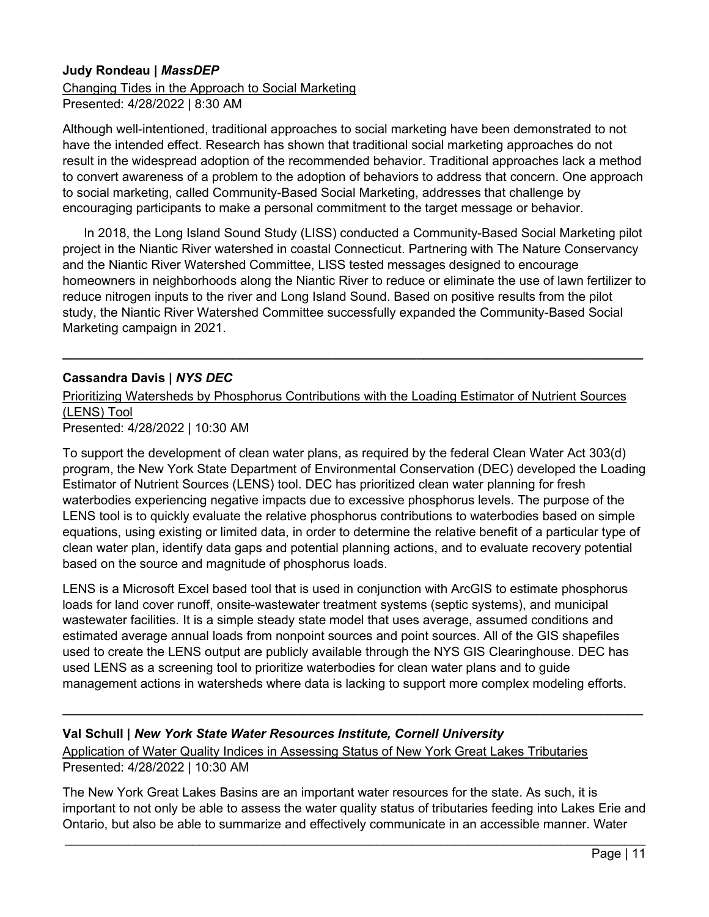**Judy Rondeau |** ***MassDEP***

Changing Tides in the Approach to Social Marketing

Presented: 4/28/2022 | 8:30 AM

Although well-intentioned, traditional approaches to social marketing have been demonstrated to not have the intended effect. Research has shown that traditional social marketing approaches do not result in the widespread adoption of the recommended behavior. Traditional approaches lack a method to convert awareness of a problem to the adoption of behaviors to address that concern. One approach to social marketing, called Community-Based Social Marketing, addresses that challenge by encouraging participants to make a personal commitment to the target message or behavior.

In 2018, the Long Island Sound Study (LISS) conducted a Community-Based Social Marketing pilot project in the Niantic River watershed in coastal Connecticut. Partnering with The Nature Conservancy and the Niantic River Watershed Committee, LISS tested messages designed to encourage homeowners in neighborhoods along the Niantic River to reduce or eliminate the use of lawn fertilizer to reduce nitrogen inputs to the river and Long Island Sound. Based on positive results from the pilot study, the Niantic River Watershed Committee successfully expanded the Community-Based Social Marketing campaign in 2021.

---

**Cassandra Davis |** ***NYS DEC***

Prioritizing Watersheds by Phosphorus Contributions with the Loading Estimator of Nutrient Sources (LENS) Tool

Presented: 4/28/2022 | 10:30 AM

To support the development of clean water plans, as required by the federal Clean Water Act 303(d) program, the New York State Department of Environmental Conservation (DEC) developed the Loading Estimator of Nutrient Sources (LENS) tool. DEC has prioritized clean water planning for fresh waterbodies experiencing negative impacts due to excessive phosphorus levels. The purpose of the LENS tool is to quickly evaluate the relative phosphorus contributions to waterbodies based on simple equations, using existing or limited data, in order to determine the relative benefit of a particular type of clean water plan, identify data gaps and potential planning actions, and to evaluate recovery potential based on the source and magnitude of phosphorus loads.

LENS is a Microsoft Excel based tool that is used in conjunction with ArcGIS to estimate phosphorus loads for land cover runoff, onsite-wastewater treatment systems (septic systems), and municipal wastewater facilities. It is a simple steady state model that uses average, assumed conditions and estimated average annual loads from nonpoint sources and point sources. All of the GIS shapefiles used to create the LENS output are publicly available through the NYS GIS Clearinghouse. DEC has used LENS as a screening tool to prioritize waterbodies for clean water plans and to guide management actions in watersheds where data is lacking to support more complex modeling efforts.

---

**Val Schull |** ***New York State Water Resources Institute, Cornell University***

Application of Water Quality Indices in Assessing Status of New York Great Lakes Tributaries

Presented: 4/28/2022 | 10:30 AM

The New York Great Lakes Basins are an important water resources for the state. As such, it is important to not only be able to assess the water quality status of tributaries feeding into Lakes Erie and Ontario, but also be able to summarize and effectively communicate in an accessible manner. Water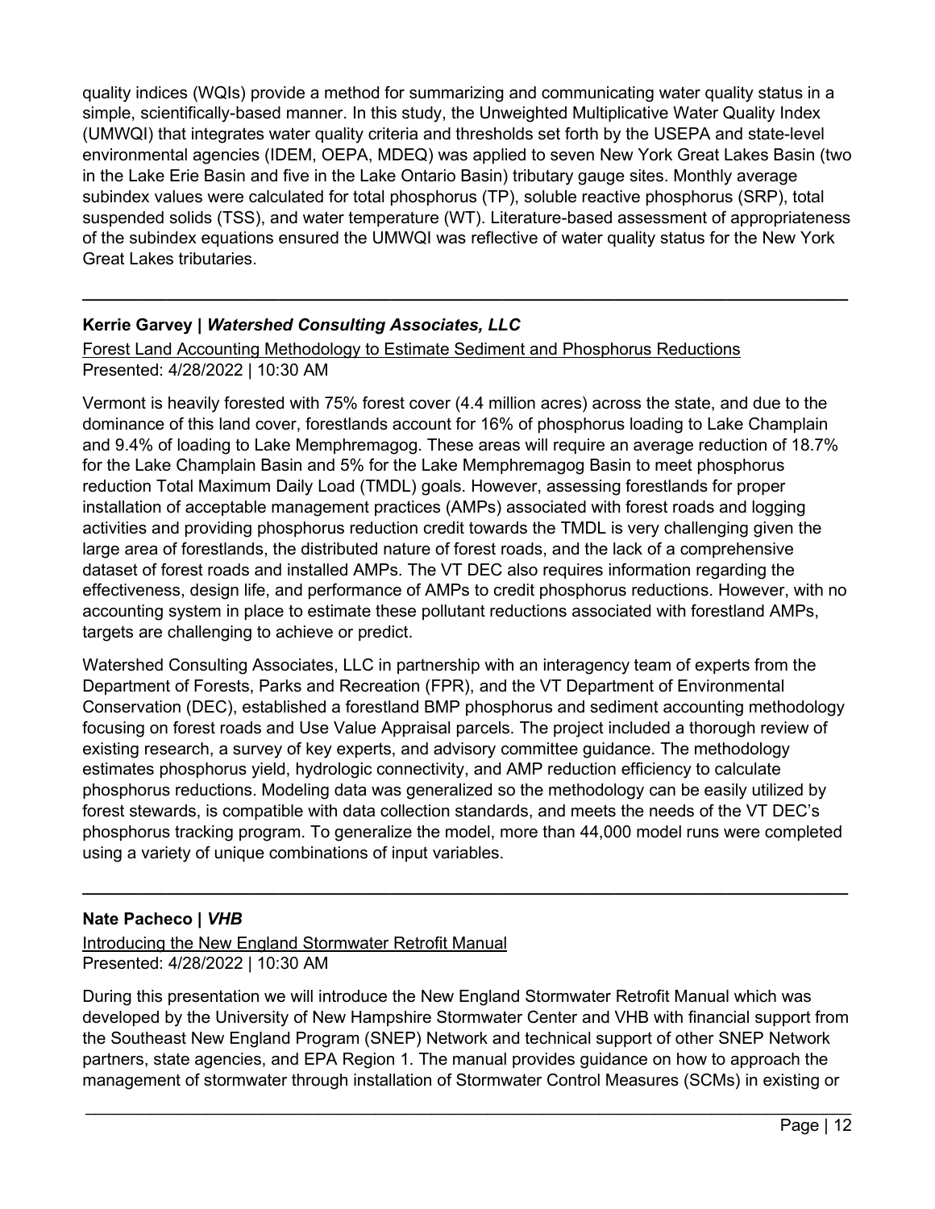quality indices (WQIs) provide a method for summarizing and communicating water quality status in a simple, scientifically-based manner. In this study, the Unweighted Multiplicative Water Quality Index (UMWQI) that integrates water quality criteria and thresholds set forth by the USEPA and state-level environmental agencies (IDEM, OEPA, MDEQ) was applied to seven New York Great Lakes Basin (two in the Lake Erie Basin and five in the Lake Ontario Basin) tributary gauge sites. Monthly average subindex values were calculated for total phosphorus (TP), soluble reactive phosphorus (SRP), total suspended solids (TSS), and water temperature (WT). Literature-based assessment of appropriateness of the subindex equations ensured the UMWQI was reflective of water quality status for the New York Great Lakes tributaries.

---

**Kerrie Garvey | *Watershed Consulting Associates, LLC***

Forest Land Accounting Methodology to Estimate Sediment and Phosphorus Reductions
Presented: 4/28/2022 | 10:30 AM

Vermont is heavily forested with 75% forest cover (4.4 million acres) across the state, and due to the dominance of this land cover, forestlands account for 16% of phosphorus loading to Lake Champlain and 9.4% of loading to Lake Memphremagog. These areas will require an average reduction of 18.7% for the Lake Champlain Basin and 5% for the Lake Memphremagog Basin to meet phosphorus reduction Total Maximum Daily Load (TMDL) goals. However, assessing forestlands for proper installation of acceptable management practices (AMPs) associated with forest roads and logging activities and providing phosphorus reduction credit towards the TMDL is very challenging given the large area of forestlands, the distributed nature of forest roads, and the lack of a comprehensive dataset of forest roads and installed AMPs. The VT DEC also requires information regarding the effectiveness, design life, and performance of AMPs to credit phosphorus reductions. However, with no accounting system in place to estimate these pollutant reductions associated with forestland AMPs, targets are challenging to achieve or predict.

Watershed Consulting Associates, LLC in partnership with an interagency team of experts from the Department of Forests, Parks and Recreation (FPR), and the VT Department of Environmental Conservation (DEC), established a forestland BMP phosphorus and sediment accounting methodology focusing on forest roads and Use Value Appraisal parcels. The project included a thorough review of existing research, a survey of key experts, and advisory committee guidance. The methodology estimates phosphorus yield, hydrologic connectivity, and AMP reduction efficiency to calculate phosphorus reductions. Modeling data was generalized so the methodology can be easily utilized by forest stewards, is compatible with data collection standards, and meets the needs of the VT DEC's phosphorus tracking program. To generalize the model, more than 44,000 model runs were completed using a variety of unique combinations of input variables.

---

**Nate Pacheco | *VHB***

Introducing the New England Stormwater Retrofit Manual
Presented: 4/28/2022 | 10:30 AM

During this presentation we will introduce the New England Stormwater Retrofit Manual which was developed by the University of New Hampshire Stormwater Center and VHB with financial support from the Southeast New England Program (SNEP) Network and technical support of other SNEP Network partners, state agencies, and EPA Region 1. The manual provides guidance on how to approach the management of stormwater through installation of Stormwater Control Measures (SCMs) in existing or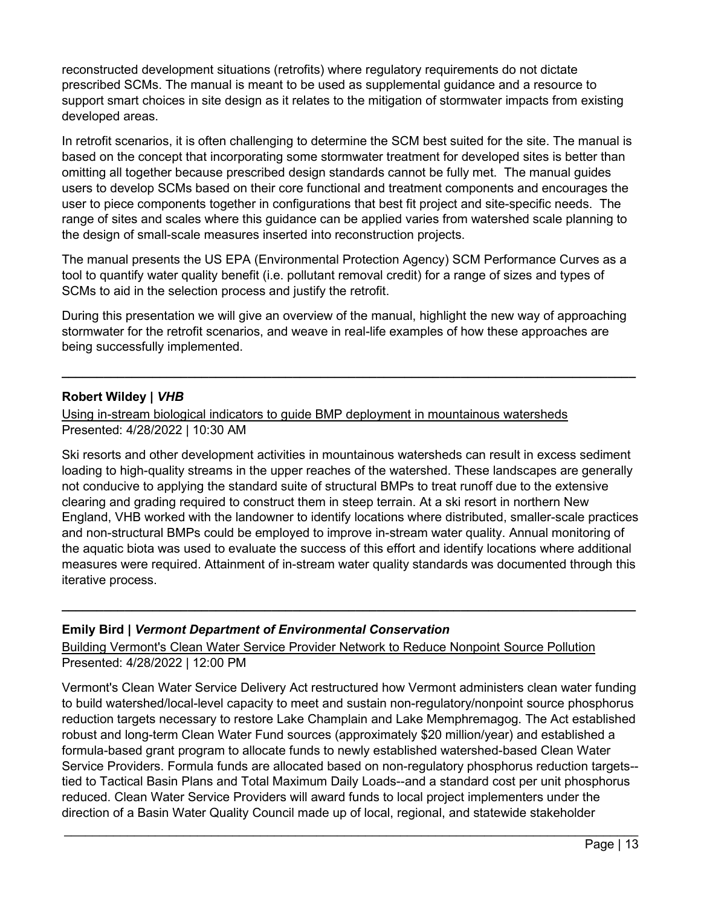reconstructed development situations (retrofits) where regulatory requirements do not dictate prescribed SCMs. The manual is meant to be used as supplemental guidance and a resource to support smart choices in site design as it relates to the mitigation of stormwater impacts from existing developed areas.

In retrofit scenarios, it is often challenging to determine the SCM best suited for the site. The manual is based on the concept that incorporating some stormwater treatment for developed sites is better than omitting all together because prescribed design standards cannot be fully met. The manual guides users to develop SCMs based on their core functional and treatment components and encourages the user to piece components together in configurations that best fit project and site-specific needs. The range of sites and scales where this guidance can be applied varies from watershed scale planning to the design of small-scale measures inserted into reconstruction projects.

The manual presents the US EPA (Environmental Protection Agency) SCM Performance Curves as a tool to quantify water quality benefit (i.e. pollutant removal credit) for a range of sizes and types of SCMs to aid in the selection process and justify the retrofit.

During this presentation we will give an overview of the manual, highlight the new way of approaching stormwater for the retrofit scenarios, and weave in real-life examples of how these approaches are being successfully implemented.

---

**Robert Wildey |** ***VHB***

Using in-stream biological indicators to guide BMP deployment in mountainous watersheds
Presented: 4/28/2022 | 10:30 AM

Ski resorts and other development activities in mountainous watersheds can result in excess sediment loading to high-quality streams in the upper reaches of the watershed. These landscapes are generally not conducive to applying the standard suite of structural BMPs to treat runoff due to the extensive clearing and grading required to construct them in steep terrain. At a ski resort in northern New England, VHB worked with the landowner to identify locations where distributed, smaller-scale practices and non-structural BMPs could be employed to improve in-stream water quality. Annual monitoring of the aquatic biota was used to evaluate the success of this effort and identify locations where additional measures were required. Attainment of in-stream water quality standards was documented through this iterative process.

---

**Emily Bird |** ***Vermont Department of Environmental Conservation***

Building Vermont's Clean Water Service Provider Network to Reduce Nonpoint Source Pollution
Presented: 4/28/2022 | 12:00 PM

Vermont's Clean Water Service Delivery Act restructured how Vermont administers clean water funding to build watershed/local-level capacity to meet and sustain non-regulatory/nonpoint source phosphorus reduction targets necessary to restore Lake Champlain and Lake Memphremagog. The Act established robust and long-term Clean Water Fund sources (approximately $20 million/year) and established a formula-based grant program to allocate funds to newly established watershed-based Clean Water Service Providers. Formula funds are allocated based on non-regulatory phosphorus reduction targets--tied to Tactical Basin Plans and Total Maximum Daily Loads--and a standard cost per unit phosphorus reduced. Clean Water Service Providers will award funds to local project implementers under the direction of a Basin Water Quality Council made up of local, regional, and statewide stakeholder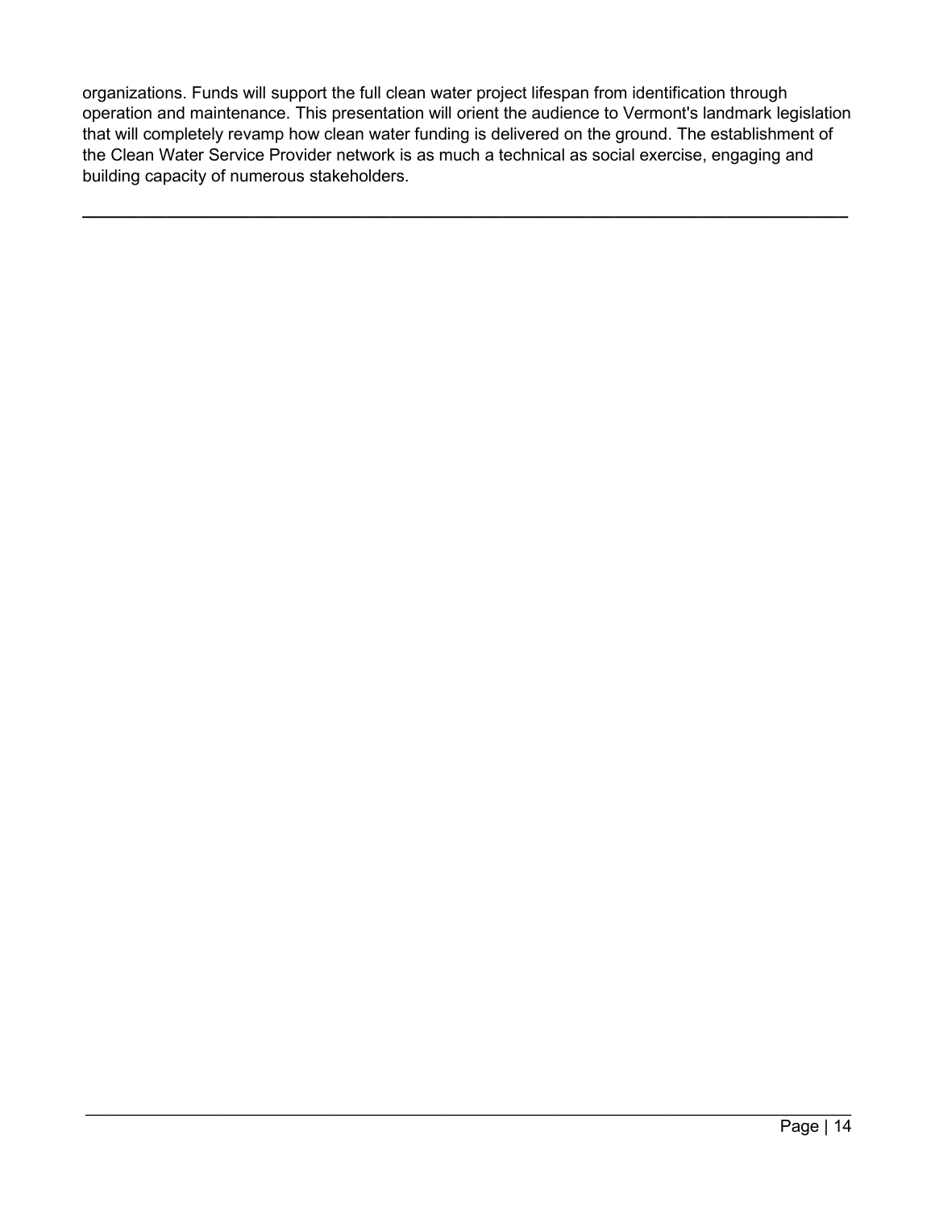organizations. Funds will support the full clean water project lifespan from identification through operation and maintenance. This presentation will orient the audience to Vermont's landmark legislation that will completely revamp how clean water funding is delivered on the ground. The establishment of the Clean Water Service Provider network is as much a technical as social exercise, engaging and building capacity of numerous stakeholders.

---